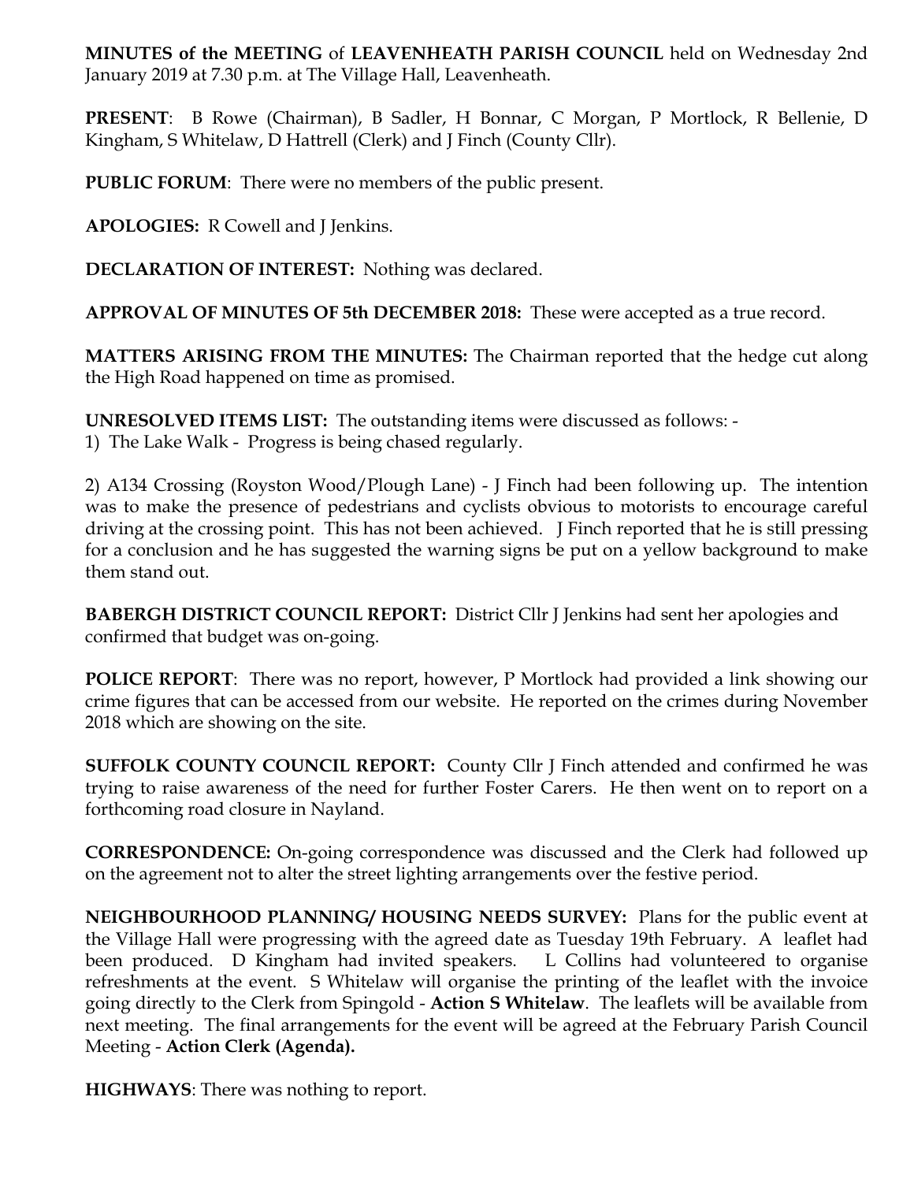**MINUTES of the MEETING** of **LEAVENHEATH PARISH COUNCIL** held on Wednesday 2nd January 2019 at 7.30 p.m. at The Village Hall, Leavenheath.

**PRESENT**: B Rowe (Chairman), B Sadler, H Bonnar, C Morgan, P Mortlock, R Bellenie, D Kingham, S Whitelaw, D Hattrell (Clerk) and J Finch (County Cllr).

**PUBLIC FORUM**: There were no members of the public present.

**APOLOGIES:** R Cowell and J Jenkins.

**DECLARATION OF INTEREST:** Nothing was declared.

**APPROVAL OF MINUTES OF 5th DECEMBER 2018:** These were accepted as a true record.

**MATTERS ARISING FROM THE MINUTES:** The Chairman reported that the hedge cut along the High Road happened on time as promised.

**UNRESOLVED ITEMS LIST:** The outstanding items were discussed as follows: -

1) The Lake Walk - Progress is being chased regularly.

2) A134 Crossing (Royston Wood/Plough Lane) - J Finch had been following up. The intention was to make the presence of pedestrians and cyclists obvious to motorists to encourage careful driving at the crossing point. This has not been achieved. J Finch reported that he is still pressing for a conclusion and he has suggested the warning signs be put on a yellow background to make them stand out.

**BABERGH DISTRICT COUNCIL REPORT:** District Cllr J Jenkins had sent her apologies and confirmed that budget was on-going.

**POLICE REPORT**: There was no report, however, P Mortlock had provided a link showing our crime figures that can be accessed from our website. He reported on the crimes during November 2018 which are showing on the site.

**SUFFOLK COUNTY COUNCIL REPORT:** County Cllr J Finch attended and confirmed he was trying to raise awareness of the need for further Foster Carers. He then went on to report on a forthcoming road closure in Nayland.

**CORRESPONDENCE:** On-going correspondence was discussed and the Clerk had followed up on the agreement not to alter the street lighting arrangements over the festive period.

**NEIGHBOURHOOD PLANNING/ HOUSING NEEDS SURVEY:** Plans for the public event at the Village Hall were progressing with the agreed date as Tuesday 19th February. A leaflet had been produced. D Kingham had invited speakers. L Collins had volunteered to organise refreshments at the event. S Whitelaw will organise the printing of the leaflet with the invoice going directly to the Clerk from Spingold - **Action S Whitelaw**. The leaflets will be available from next meeting. The final arrangements for the event will be agreed at the February Parish Council Meeting - **Action Clerk (Agenda).**

**HIGHWAYS**: There was nothing to report.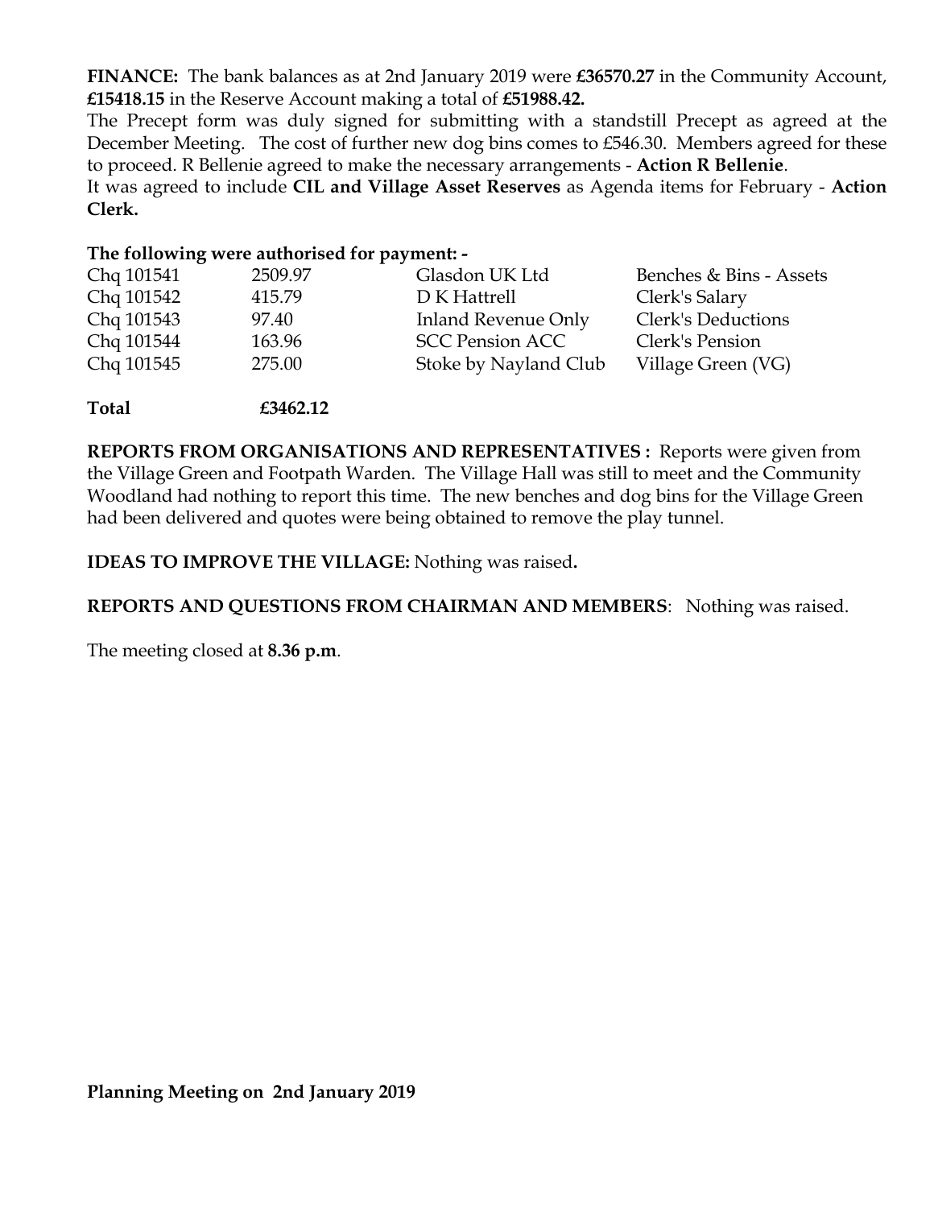**FINANCE:** The bank balances as at 2nd January 2019 were **£36570.27** in the Community Account, **£15418.15** in the Reserve Account making a total of **£51988.42.**

The Precept form was duly signed for submitting with a standstill Precept as agreed at the December Meeting. The cost of further new dog bins comes to £546.30. Members agreed for these to proceed. R Bellenie agreed to make the necessary arrangements - **Action R Bellenie**.

It was agreed to include **CIL and Village Asset Reserves** as Agenda items for February - **Action Clerk.**

**The following were authorised for payment: -**

| | | | |
|---|---|---|---|
| Chq 101541 | 2509.97 | Glasdon UK Ltd | Benches & Bins - Assets |
| Chq 101542 | 415.79 | D K Hattrell | Clerk's Salary |
| Chq 101543 | 97.40 | Inland Revenue Only | Clerk's Deductions |
| Chq 101544 | 163.96 | SCC Pension ACC | Clerk's Pension |
| Chq 101545 | 275.00 | Stoke by Nayland Club | Village Green (VG) |

**Total** **£3462.12**

**REPORTS FROM ORGANISATIONS AND REPRESENTATIVES :** Reports were given from the Village Green and Footpath Warden. The Village Hall was still to meet and the Community Woodland had nothing to report this time. The new benches and dog bins for the Village Green had been delivered and quotes were being obtained to remove the play tunnel.

**IDEAS TO IMPROVE THE VILLAGE:** Nothing was raised**.**

**REPORTS AND QUESTIONS FROM CHAIRMAN AND MEMBERS**: Nothing was raised.

The meeting closed at **8.36 p.m**.

**Planning Meeting on 2nd January 2019**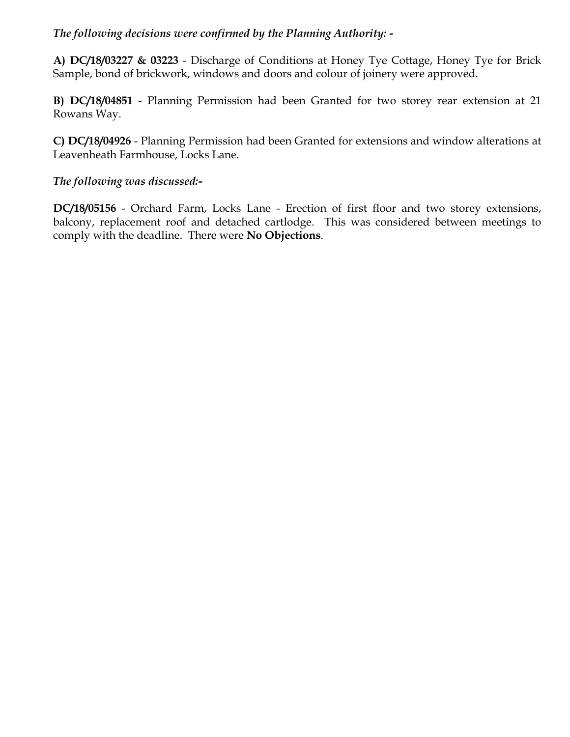*The following decisions were confirmed by the Planning Authority: -*

**A) DC/18/03227 & 03223** - Discharge of Conditions at Honey Tye Cottage, Honey Tye for Brick Sample, bond of brickwork, windows and doors and colour of joinery were approved.

**B) DC/18/04851** - Planning Permission had been Granted for two storey rear extension at 21 Rowans Way.

**C) DC/18/04926** - Planning Permission had been Granted for extensions and window alterations at Leavenheath Farmhouse, Locks Lane.

*The following was discussed:-*

**DC/18/05156** - Orchard Farm, Locks Lane - Erection of first floor and two storey extensions, balcony, replacement roof and detached cartlodge. This was considered between meetings to comply with the deadline. There were **No Objections**.